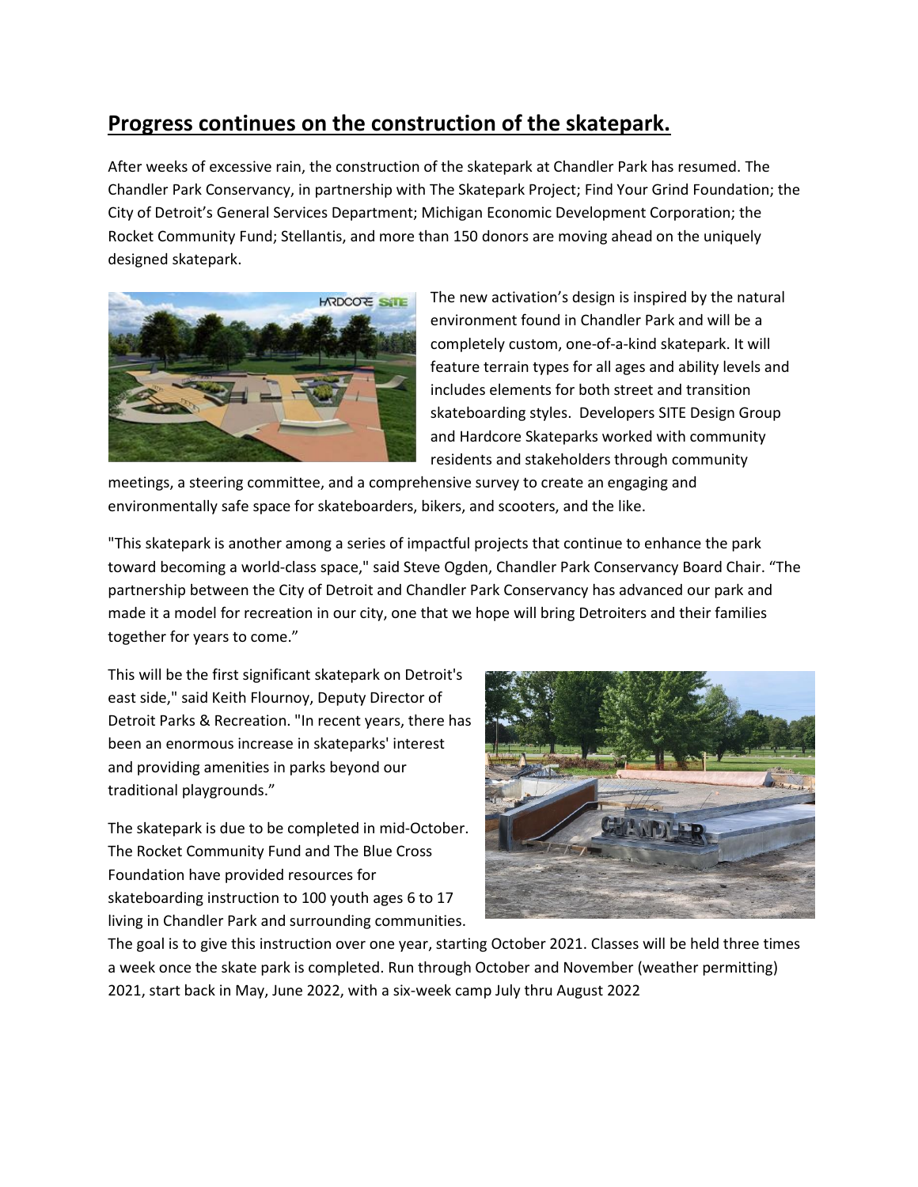## Progress continues on the construction of the skatepark.

After weeks of excessive rain, the construction of the skatepark at Chandler Park has resumed. The Chandler Park Conservancy, in partnership with The Skatepark Project; Find Your Grind Foundation; the City of Detroit's General Services Department; Michigan Economic Development Corporation; the Rocket Community Fund; Stellantis, and more than 150 donors are moving ahead on the uniquely designed skatepark.

The new activation's design is inspired by the natural environment found in Chandler Park and will be a completely custom, one-of-a-kind skatepark. It will feature terrain types for all ages and ability levels and includes elements for both street and transition skateboarding styles. Developers SITE Design Group and Hardcore Skateparks worked with community residents and stakeholders through community meetings, a steering committee, and a comprehensive survey to create an engaging and environmentally safe space for skateboarders, bikers, and scooters, and the like.

"This skatepark is another among a series of impactful projects that continue to enhance the park toward becoming a world-class space," said Steve Ogden, Chandler Park Conservancy Board Chair. "The partnership between the City of Detroit and Chandler Park Conservancy has advanced our park and made it a model for recreation in our city, one that we hope will bring Detroiters and their families together for years to come."

This will be the first significant skatepark on Detroit's east side," said Keith Flournoy, Deputy Director of Detroit Parks & Recreation. "In recent years, there has been an enormous increase in skateparks' interest and providing amenities in parks beyond our traditional playgrounds."

The skatepark is due to be completed in mid-October. The Rocket Community Fund and The Blue Cross Foundation have provided resources for skateboarding instruction to 100 youth ages 6 to 17 living in Chandler Park and surrounding communities. The goal is to give this instruction over one year, starting October 2021. Classes will be held three times a week once the skate park is completed. Run through October and November (weather permitting) 2021, start back in May, June 2022, with a six-week camp July thru August 2022